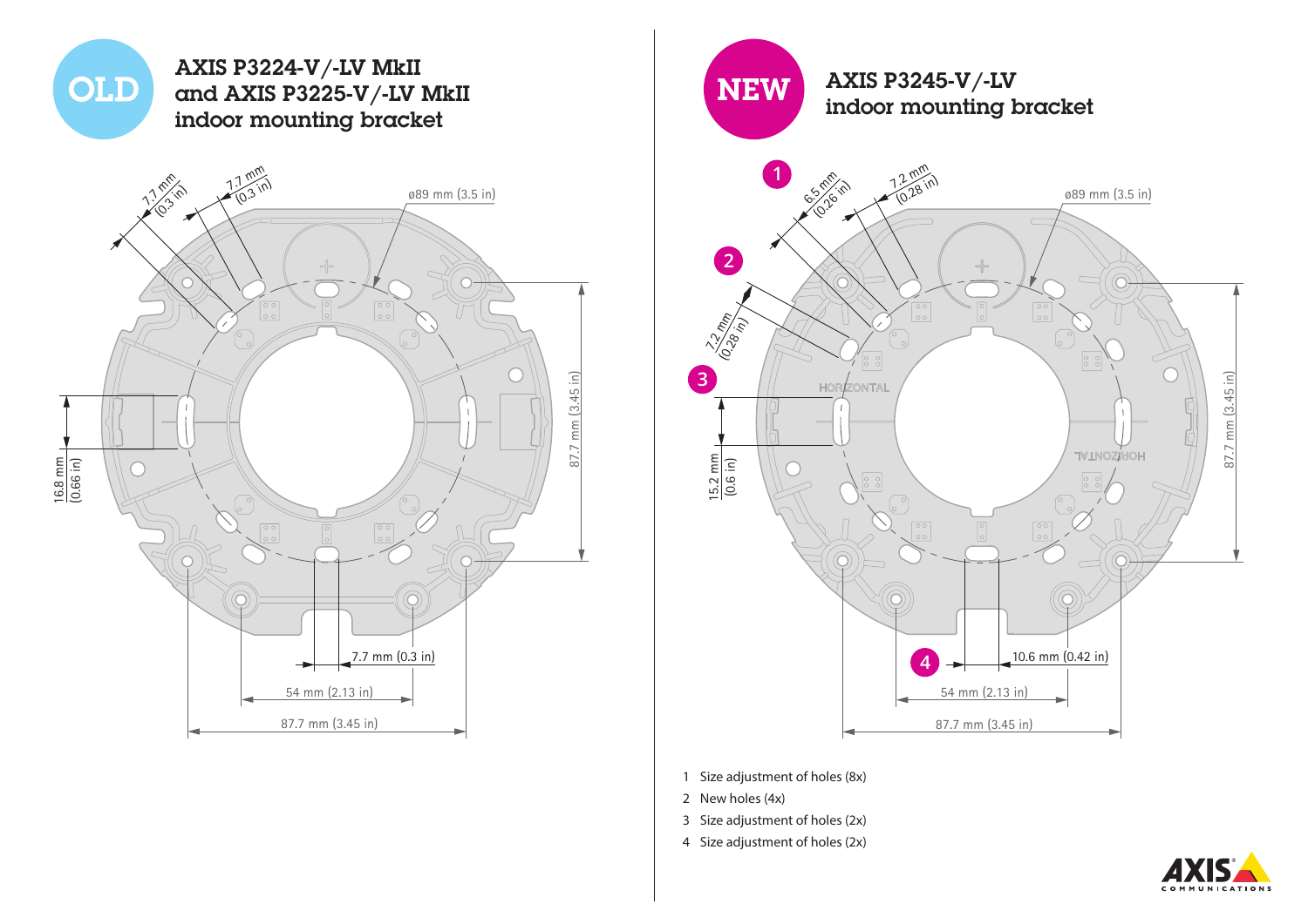# OLD

## AXIS P3224-V/-LV MkII and AXIS P3225-V/-LV MkII indoor mounting bracket

7.7 mm (0.3 in)

7.7 mm (0.3 in)

ø89 mm (3.5 in)

16.8 mm (0.66 in)

87.7 mm (3.45 in)

7.7 mm (0.3 in)

54 mm (2.13 in)

87.7 mm (3.45 in)

# NEW

## AXIS P3245-V/-LV indoor mounting bracket

1

6.5 mm (0.26 in)

7.2 mm (0.28 in)

ø89 mm (3.5 in)

2

7.2 mm (0.28 in)

3

HORIZONTAL

HORIZONTAL

15.2 mm (0.6 in)

87.7 mm (3.45 in)

4

10.6 mm (0.42 in)

54 mm (2.13 in)

87.7 mm (3.45 in)

1. Size adjustment of holes (8x)
2. New holes (4x)
3. Size adjustment of holes (2x)
4. Size adjustment of holes (2x)

AXIS COMMUNICATIONS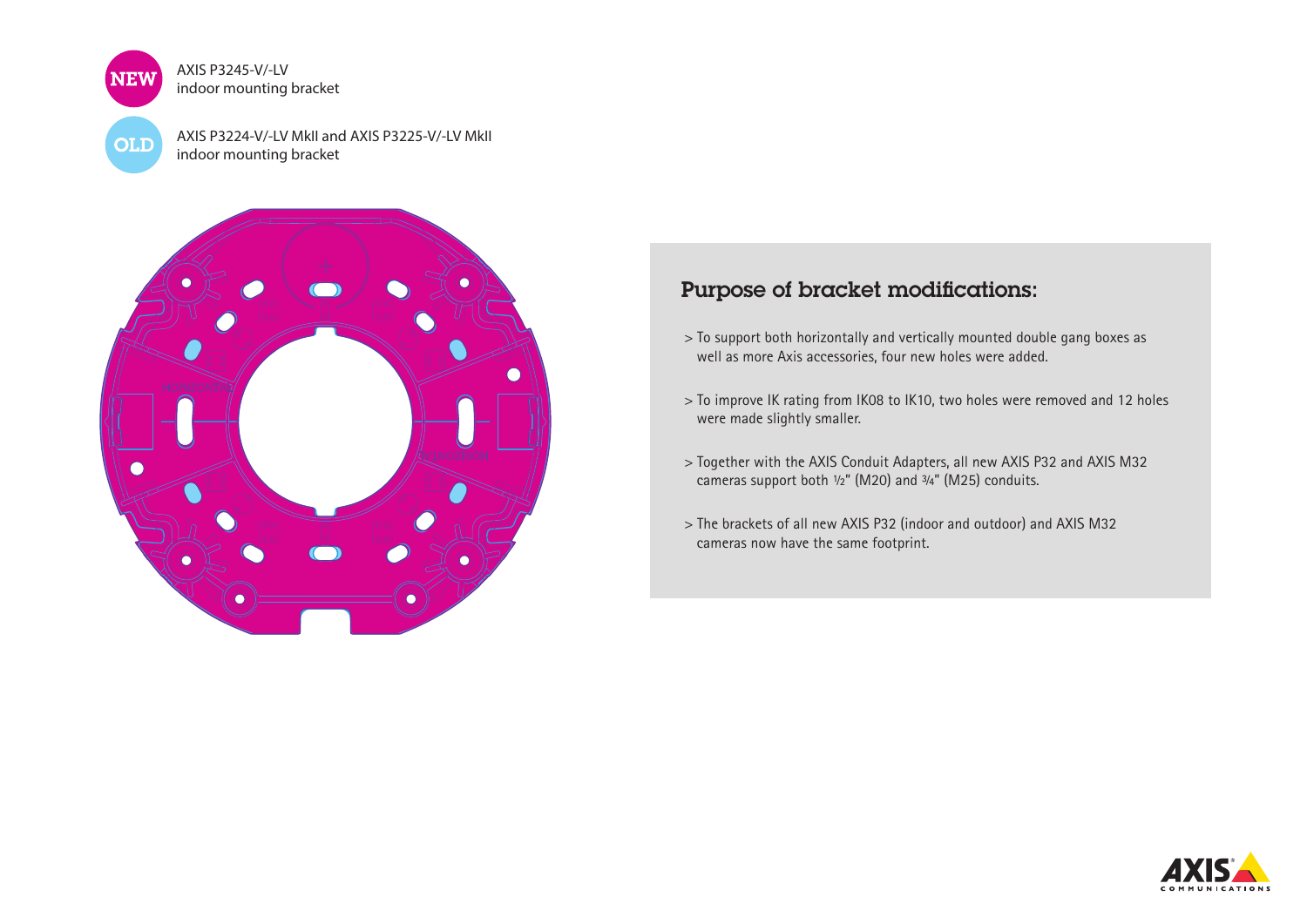NEW AXIS P3245-V/-LV
indoor mounting bracket

OLD AXIS P3224-V/-LV MkII and AXIS P3225-V/-LV MkII
indoor mounting bracket

## Purpose of bracket modifications:

> To support both horizontally and vertically mounted double gang boxes as well as more Axis accessories, four new holes were added.

> To improve IK rating from IK08 to IK10, two holes were removed and 12 holes were made slightly smaller.

> Together with the AXIS Conduit Adapters, all new AXIS P32 and AXIS M32 cameras support both ½" (M20) and ¾" (M25) conduits.

> The brackets of all new AXIS P32 (indoor and outdoor) and AXIS M32 cameras now have the same footprint.